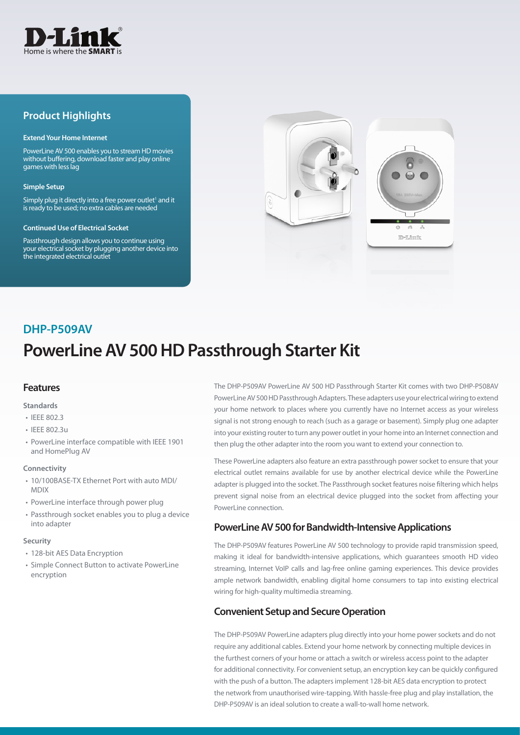D-Link®
Home is where the **SMART** is

## Product Highlights

**Extend Your Home Internet**

PowerLine AV 500 enables you to stream HD movies without buffering, download faster and play online games with less lag

**Simple Setup**

Simply plug it directly into a free power outlet[1] and it is ready to be used; no extra cables are needed

**Continued Use of Electrical Socket**

Passthrough design allows you to continue using your electrical socket by plugging another device into the integrated electrical outlet

## DHP-P509AV

# PowerLine AV 500 HD Passthrough Starter Kit

## Features

**Standards**

- IEEE 802.3
- IEEE 802.3u
- PowerLine interface compatible with IEEE 1901 and HomePlug AV

**Connectivity**

- 10/100BASE-TX Ethernet Port with auto MDI/MDIX
- PowerLine interface through power plug
- Passthrough socket enables you to plug a device into adapter

**Security**

- 128-bit AES Data Encryption
- Simple Connect Button to activate PowerLine encryption

The DHP-P509AV PowerLine AV 500 HD Passthrough Starter Kit comes with two DHP-P508AV PowerLine AV 500 HD Passthrough Adapters. These adapters use your electrical wiring to extend your home network to places where you currently have no Internet access as your wireless signal is not strong enough to reach (such as a garage or basement). Simply plug one adapter into your existing router to turn any power outlet in your home into an Internet connection and then plug the other adapter into the room you want to extend your connection to.

These PowerLine adapters also feature an extra passthrough power socket to ensure that your electrical outlet remains available for use by another electrical device while the PowerLine adapter is plugged into the socket. The Passthrough socket features noise filtering which helps prevent signal noise from an electrical device plugged into the socket from affecting your PowerLine connection.

## PowerLine AV 500 for Bandwidth-Intensive Applications

The DHP-P509AV features PowerLine AV 500 technology to provide rapid transmission speed, making it ideal for bandwidth-intensive applications, which guarantees smooth HD video streaming, Internet VoIP calls and lag-free online gaming experiences. This device provides ample network bandwidth, enabling digital home consumers to tap into existing electrical wiring for high-quality multimedia streaming.

## Convenient Setup and Secure Operation

The DHP-P509AV PowerLine adapters plug directly into your home power sockets and do not require any additional cables. Extend your home network by connecting multiple devices in the furthest corners of your home or attach a switch or wireless access point to the adapter for additional connectivity. For convenient setup, an encryption key can be quickly configured with the push of a button. The adapters implement 128-bit AES data encryption to protect the network from unauthorised wire-tapping. With hassle-free plug and play installation, the DHP-P509AV is an ideal solution to create a wall-to-wall home network.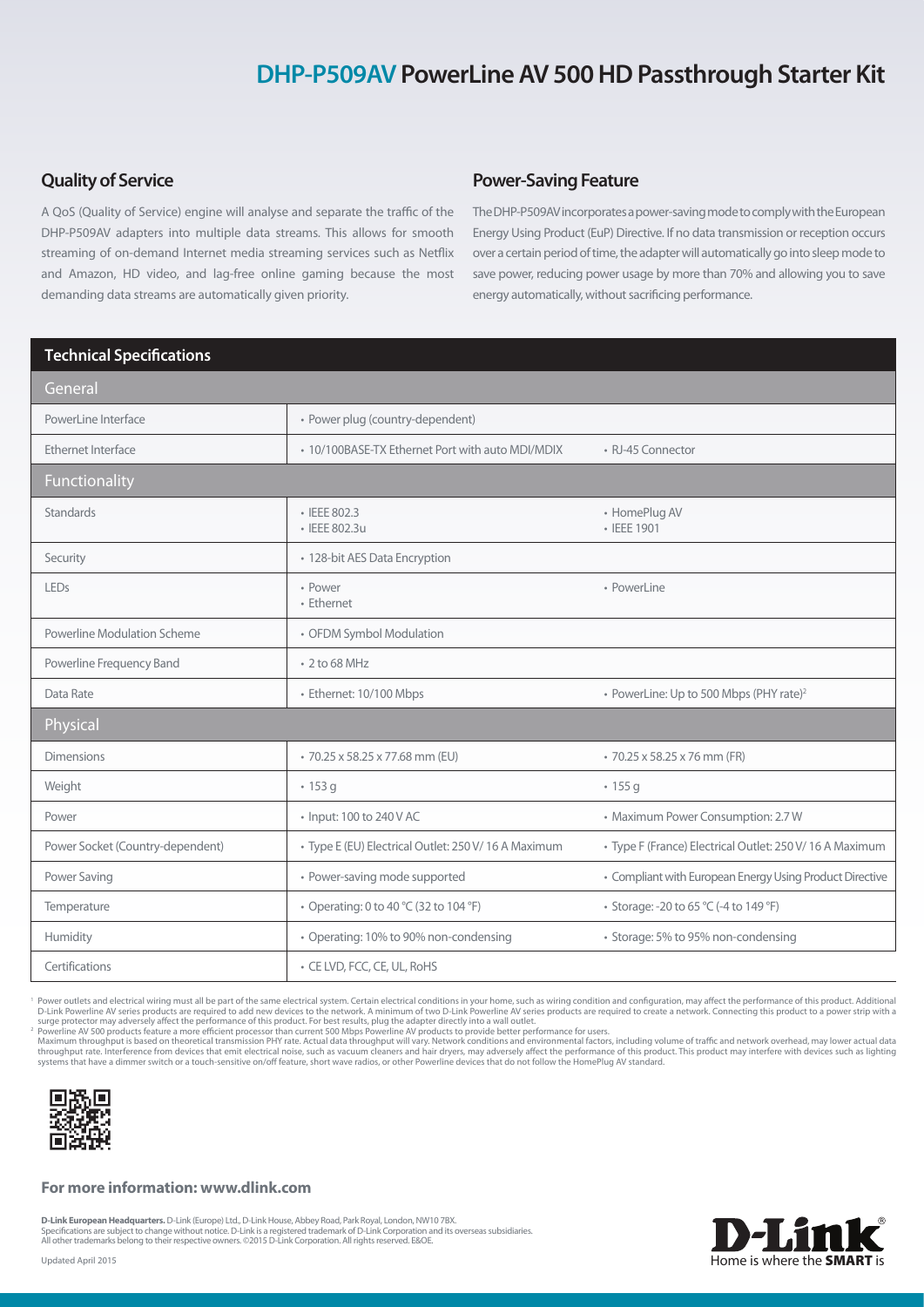# DHP-P509AV PowerLine AV 500 HD Passthrough Starter Kit

## Quality of Service

A QoS (Quality of Service) engine will analyse and separate the traffic of the DHP-P509AV adapters into multiple data streams. This allows for smooth streaming of on-demand Internet media streaming services such as Netflix and Amazon, HD video, and lag-free online gaming because the most demanding data streams are automatically given priority.

## Power-Saving Feature

The DHP-P509AV incorporates a power-saving mode to comply with the European Energy Using Product (EuP) Directive. If no data transmission or reception occurs over a certain period of time, the adapter will automatically go into sleep mode to save power, reducing power usage by more than 70% and allowing you to save energy automatically, without sacrificing performance.

## Technical Specifications

| Technical Specifications | | |
|---|---|---|
| **General** | | |
| PowerLine Interface | • Power plug (country-dependent) | |
| Ethernet Interface | • 10/100BASE-TX Ethernet Port with auto MDI/MDIX | • RJ-45 Connector |
| **Functionality** | | |
| Standards | • IEEE 802.3<br>• IEEE 802.3u | • HomePlug AV<br>• IEEE 1901 |
| Security | • 128-bit AES Data Encryption | |
| LEDs | • Power<br>• Ethernet | • PowerLine |
| Powerline Modulation Scheme | • OFDM Symbol Modulation | |
| Powerline Frequency Band | • 2 to 68 MHz | |
| Data Rate | • Ethernet: 10/100 Mbps | • PowerLine: Up to 500 Mbps (PHY rate)[2] |
| **Physical** | | |
| Dimensions | • 70.25 x 58.25 x 77.68 mm (EU) | • 70.25 x 58.25 x 76 mm (FR) |
| Weight | • 153 g | • 155 g |
| Power | • Input: 100 to 240 V AC | • Maximum Power Consumption: 2.7 W |
| Power Socket (Country-dependent) | • Type E (EU) Electrical Outlet: 250 V/ 16 A Maximum | • Type F (France) Electrical Outlet: 250 V/ 16 A Maximum |
| Power Saving | • Power-saving mode supported | • Compliant with European Energy Using Product Directive |
| Temperature | • Operating: 0 to 40 °C (32 to 104 °F) | • Storage: -20 to 65 °C (-4 to 149 °F) |
| Humidity | • Operating: 10% to 90% non-condensing | • Storage: 5% to 95% non-condensing |
| Certifications | • CE LVD, FCC, CE, UL, RoHS | |

[1] Power outlets and electrical wiring must all be part of the same electrical system. Certain electrical conditions in your home, such as wiring condition and configuration, may affect the performance of this product. Additional D-Link Powerline AV series products are required to add new devices to the network. A minimum of two D-Link Powerline AV series products are required to create a network. Connecting this product to a power strip with a surge protector may adversely affect the performance of this product. For best results, plug the adapter directly into a wall outlet.

[2] Powerline AV 500 products feature a more efficient processor than current 500 Mbps Powerline AV products to provide better performance for users.
Maximum throughput is based on theoretical transmission PHY rate. Actual data throughput will vary. Network conditions and environmental factors, including volume of traffic and network overhead, may lower actual data throughput rate. Interference from devices that emit electrical noise, such as vacuum cleaners and hair dryers, may adversely affect the performance of this product. This product may interfere with devices such as lighting systems that have a dimmer switch or a touch-sensitive on/off feature, short wave radios, or other Powerline devices that do not follow the HomePlug AV standard.

**For more information: www.dlink.com**

**D-Link European Headquarters.** D-Link (Europe) Ltd., D-Link House, Abbey Road, Park Royal, London, NW10 7BX.
Specifications are subject to change without notice. D-Link is a registered trademark of D-Link Corporation and its overseas subsidiaries.
All other trademarks belong to their respective owners. ©2015 D-Link Corporation. All rights reserved. E&OE.

Updated April 2015

D-Link® Home is where the **SMART** is